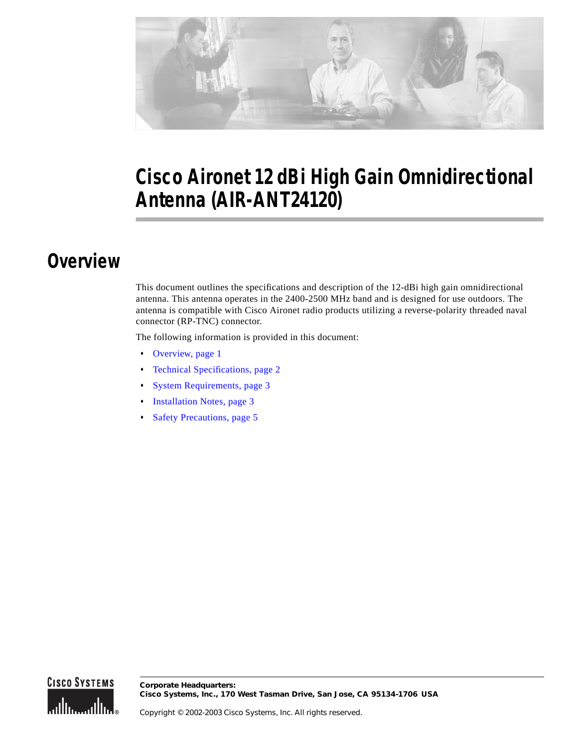# Cisco Aironet 12 dBi High Gain Omnidirectional Antenna (AIR-ANT24120)

## Overview

This document outlines the specifications and description of the 12-dBi high gain omnidirectional antenna. This antenna operates in the 2400-2500 MHz band and is designed for use outdoors. The antenna is compatible with Cisco Aironet radio products utilizing a reverse-polarity threaded naval connector (RP-TNC) connector.

The following information is provided in this document:

- Overview, page 1
- Technical Specifications, page 2
- System Requirements, page 3
- Installation Notes, page 3
- Safety Precautions, page 5

**Corporate Headquarters:**
**Cisco Systems, Inc., 170 West Tasman Drive, San Jose, CA 95134-1706 USA**

Copyright © 2002-2003 Cisco Systems, Inc. All rights reserved.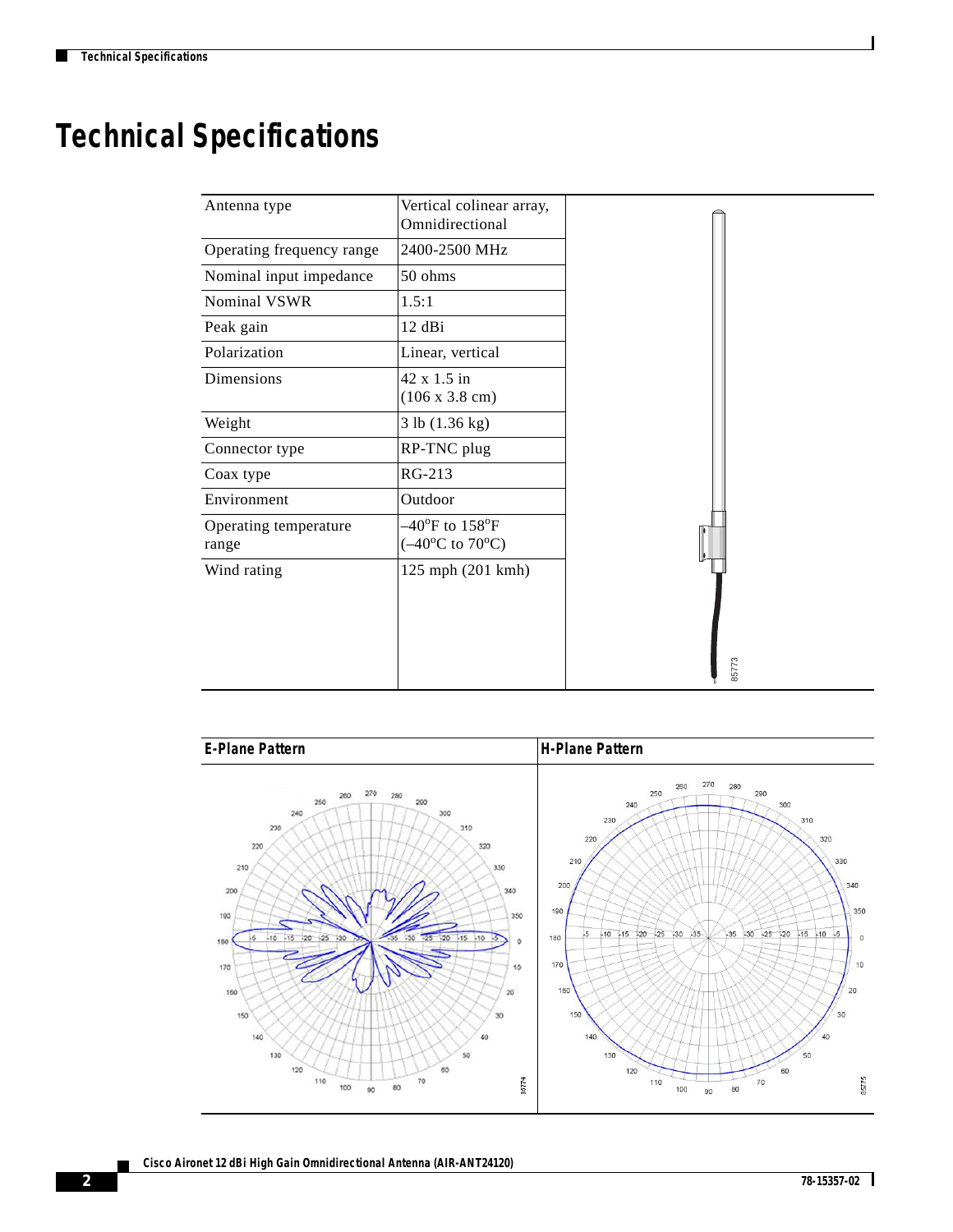# Technical Specifications

| | |
|---|---|
| Antenna type | Vertical colinear array, Omnidirectional |
| Operating frequency range | 2400-2500 MHz |
| Nominal input impedance | 50 ohms |
| Nominal VSWR | 1.5:1 |
| Peak gain | 12 dBi |
| Polarization | Linear, vertical |
| Dimensions | 42 x 1.5 in (106 x 3.8 cm) |
| Weight | 3 lb (1.36 kg) |
| Connector type | RP-TNC plug |
| Coax type | RG-213 |
| Environment | Outdoor |
| Operating temperature range | –40°F to 158°F (–40°C to 70°C) |
| Wind rating | 125 mph (201 kmh) |

| E-Plane Pattern | H-Plane Pattern |
|---|---|
| | |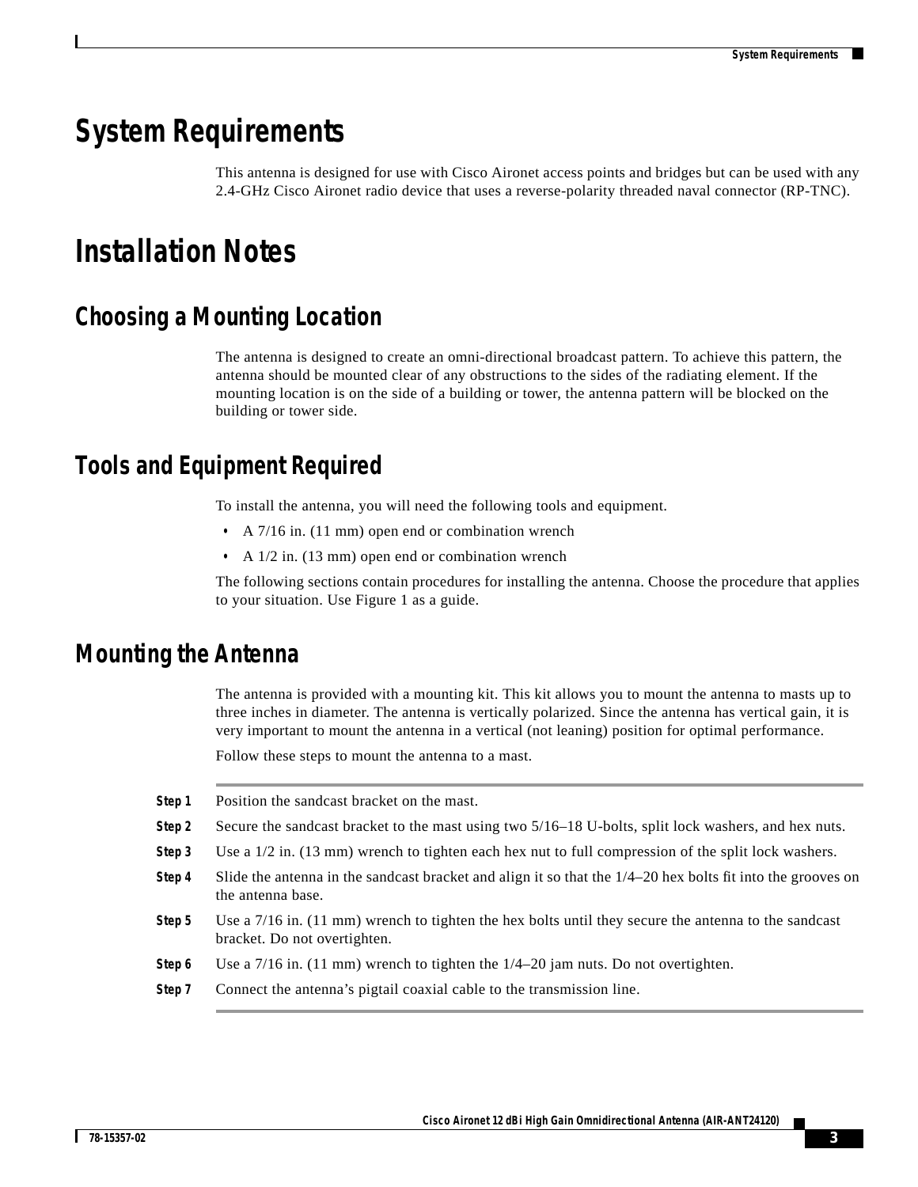# System Requirements

This antenna is designed for use with Cisco Aironet access points and bridges but can be used with any 2.4-GHz Cisco Aironet radio device that uses a reverse-polarity threaded naval connector (RP-TNC).

# Installation Notes

## Choosing a Mounting Location

The antenna is designed to create an omni-directional broadcast pattern. To achieve this pattern, the antenna should be mounted clear of any obstructions to the sides of the radiating element. If the mounting location is on the side of a building or tower, the antenna pattern will be blocked on the building or tower side.

## Tools and Equipment Required

To install the antenna, you will need the following tools and equipment.

- A 7/16 in. (11 mm) open end or combination wrench
- A 1/2 in. (13 mm) open end or combination wrench

The following sections contain procedures for installing the antenna. Choose the procedure that applies to your situation. Use Figure 1 as a guide.

## Mounting the Antenna

The antenna is provided with a mounting kit. This kit allows you to mount the antenna to masts up to three inches in diameter. The antenna is vertically polarized. Since the antenna has vertical gain, it is very important to mount the antenna in a vertical (not leaning) position for optimal performance.

Follow these steps to mount the antenna to a mast.

**Step 1** Position the sandcast bracket on the mast.

**Step 2** Secure the sandcast bracket to the mast using two 5/16–18 U-bolts, split lock washers, and hex nuts.

**Step 3** Use a 1/2 in. (13 mm) wrench to tighten each hex nut to full compression of the split lock washers.

**Step 4** Slide the antenna in the sandcast bracket and align it so that the 1/4–20 hex bolts fit into the grooves on the antenna base.

**Step 5** Use a 7/16 in. (11 mm) wrench to tighten the hex bolts until they secure the antenna to the sandcast bracket. Do not overtighten.

**Step 6** Use a 7/16 in. (11 mm) wrench to tighten the 1/4–20 jam nuts. Do not overtighten.

**Step 7** Connect the antenna's pigtail coaxial cable to the transmission line.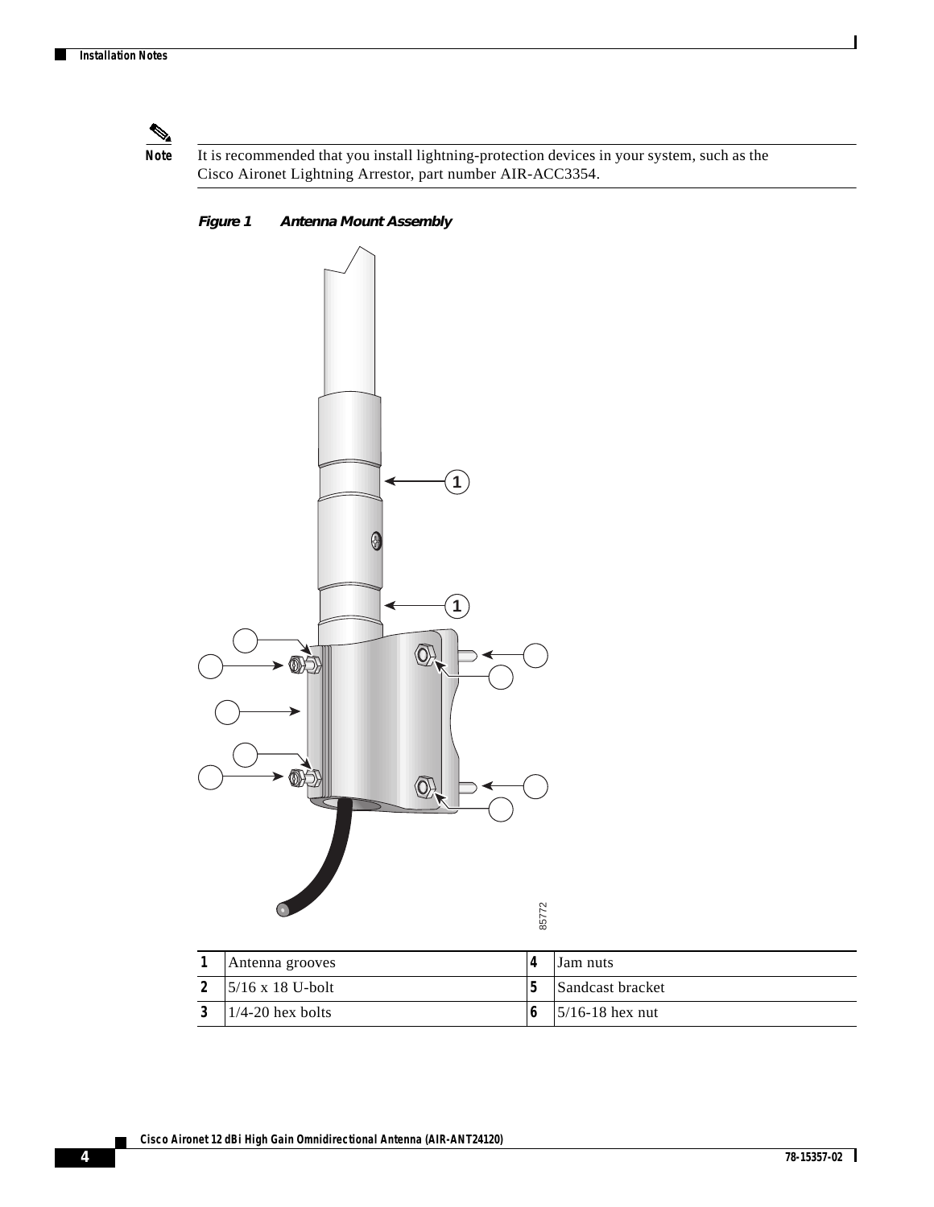**Note** It is recommended that you install lightning-protection devices in your system, such as the Cisco Aironet Lightning Arrestor, part number AIR-ACC3354.

*Figure 1 Antenna Mount Assembly*

| | | | |
|---|---|---|---|
| **1** | Antenna grooves | **4** | Jam nuts |
| **2** | 5/16 x 18 U-bolt | **5** | Sandcast bracket |
| **3** | 1/4-20 hex bolts | **6** | 5/16-18 hex nut |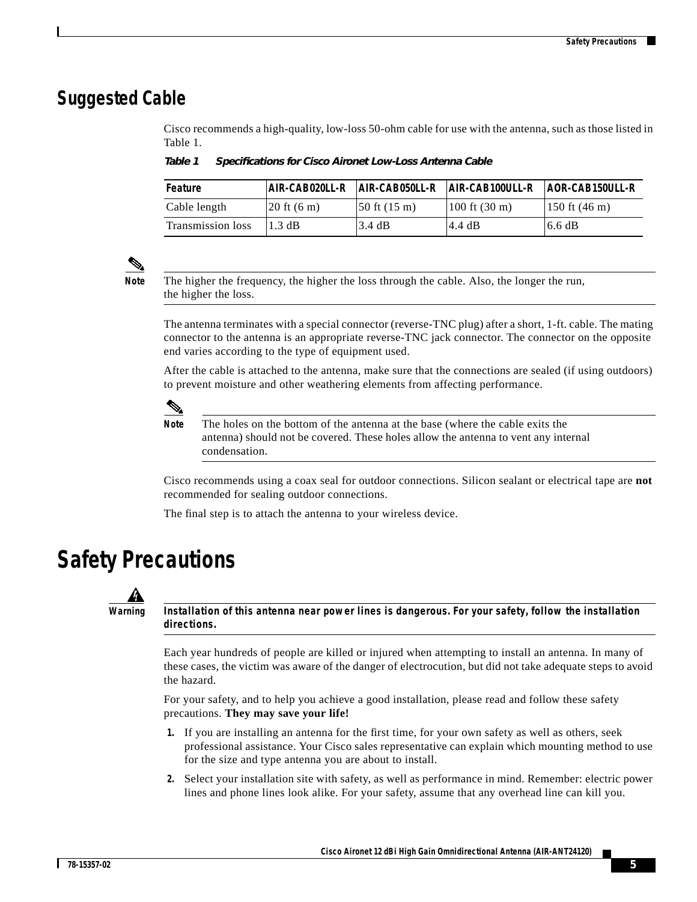## Suggested Cable

Cisco recommends a high-quality, low-loss 50-ohm cable for use with the antenna, such as those listed in Table 1.

*Table 1 Specifications for Cisco Aironet Low-Loss Antenna Cable*

| Feature | AIR-CAB020LL-R | AIR-CAB050LL-R | AIR-CAB100ULL-R | AOR-CAB150ULL-R |
|---|---|---|---|---|
| Cable length | 20 ft (6 m) | 50 ft (15 m) | 100 ft (30 m) | 150 ft (46 m) |
| Transmission loss | 1.3 dB | 3.4 dB | 4.4 dB | 6.6 dB |

**Note** The higher the frequency, the higher the loss through the cable. Also, the longer the run, the higher the loss.

The antenna terminates with a special connector (reverse-TNC plug) after a short, 1-ft. cable. The mating connector to the antenna is an appropriate reverse-TNC jack connector. The connector on the opposite end varies according to the type of equipment used.

After the cable is attached to the antenna, make sure that the connections are sealed (if using outdoors) to prevent moisture and other weathering elements from affecting performance.

**Note** The holes on the bottom of the antenna at the base (where the cable exits the antenna) should not be covered. These holes allow the antenna to vent any internal condensation.

Cisco recommends using a coax seal for outdoor connections. Silicon sealant or electrical tape are **not** recommended for sealing outdoor connections.

The final step is to attach the antenna to your wireless device.

# Safety Precautions

**Warning** **Installation of this antenna near power lines is dangerous. For your safety, follow the installation directions.**

Each year hundreds of people are killed or injured when attempting to install an antenna. In many of these cases, the victim was aware of the danger of electrocution, but did not take adequate steps to avoid the hazard.

For your safety, and to help you achieve a good installation, please read and follow these safety precautions. **They may save your life!**

1. If you are installing an antenna for the first time, for your own safety as well as others, seek professional assistance. Your Cisco sales representative can explain which mounting method to use for the size and type antenna you are about to install.
2. Select your installation site with safety, as well as performance in mind. Remember: electric power lines and phone lines look alike. For your safety, assume that any overhead line can kill you.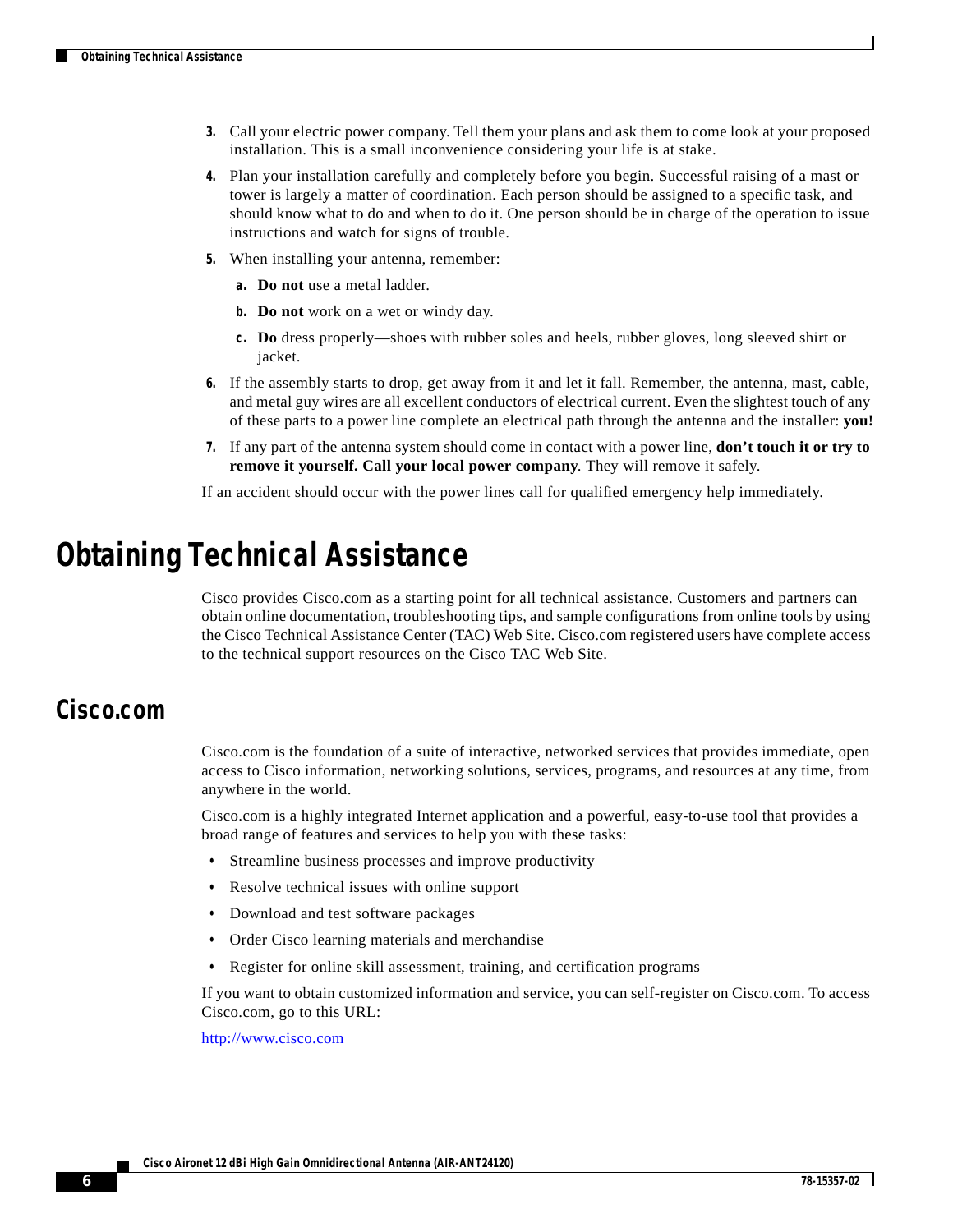3. Call your electric power company. Tell them your plans and ask them to come look at your proposed installation. This is a small inconvenience considering your life is at stake.
4. Plan your installation carefully and completely before you begin. Successful raising of a mast or tower is largely a matter of coordination. Each person should be assigned to a specific task, and should know what to do and when to do it. One person should be in charge of the operation to issue instructions and watch for signs of trouble.
5. When installing your antenna, remember:
   a. **Do not** use a metal ladder.
   b. **Do not** work on a wet or windy day.
   c. **Do** dress properly—shoes with rubber soles and heels, rubber gloves, long sleeved shirt or jacket.
6. If the assembly starts to drop, get away from it and let it fall. Remember, the antenna, mast, cable, and metal guy wires are all excellent conductors of electrical current. Even the slightest touch of any of these parts to a power line complete an electrical path through the antenna and the installer: **you!**
7. If any part of the antenna system should come in contact with a power line, **don't touch it or try to remove it yourself. Call your local power company**. They will remove it safely.

If an accident should occur with the power lines call for qualified emergency help immediately.

# Obtaining Technical Assistance

Cisco provides Cisco.com as a starting point for all technical assistance. Customers and partners can obtain online documentation, troubleshooting tips, and sample configurations from online tools by using the Cisco Technical Assistance Center (TAC) Web Site. Cisco.com registered users have complete access to the technical support resources on the Cisco TAC Web Site.

## Cisco.com

Cisco.com is the foundation of a suite of interactive, networked services that provides immediate, open access to Cisco information, networking solutions, services, programs, and resources at any time, from anywhere in the world.

Cisco.com is a highly integrated Internet application and a powerful, easy-to-use tool that provides a broad range of features and services to help you with these tasks:

- Streamline business processes and improve productivity
- Resolve technical issues with online support
- Download and test software packages
- Order Cisco learning materials and merchandise
- Register for online skill assessment, training, and certification programs

If you want to obtain customized information and service, you can self-register on Cisco.com. To access Cisco.com, go to this URL:

http://www.cisco.com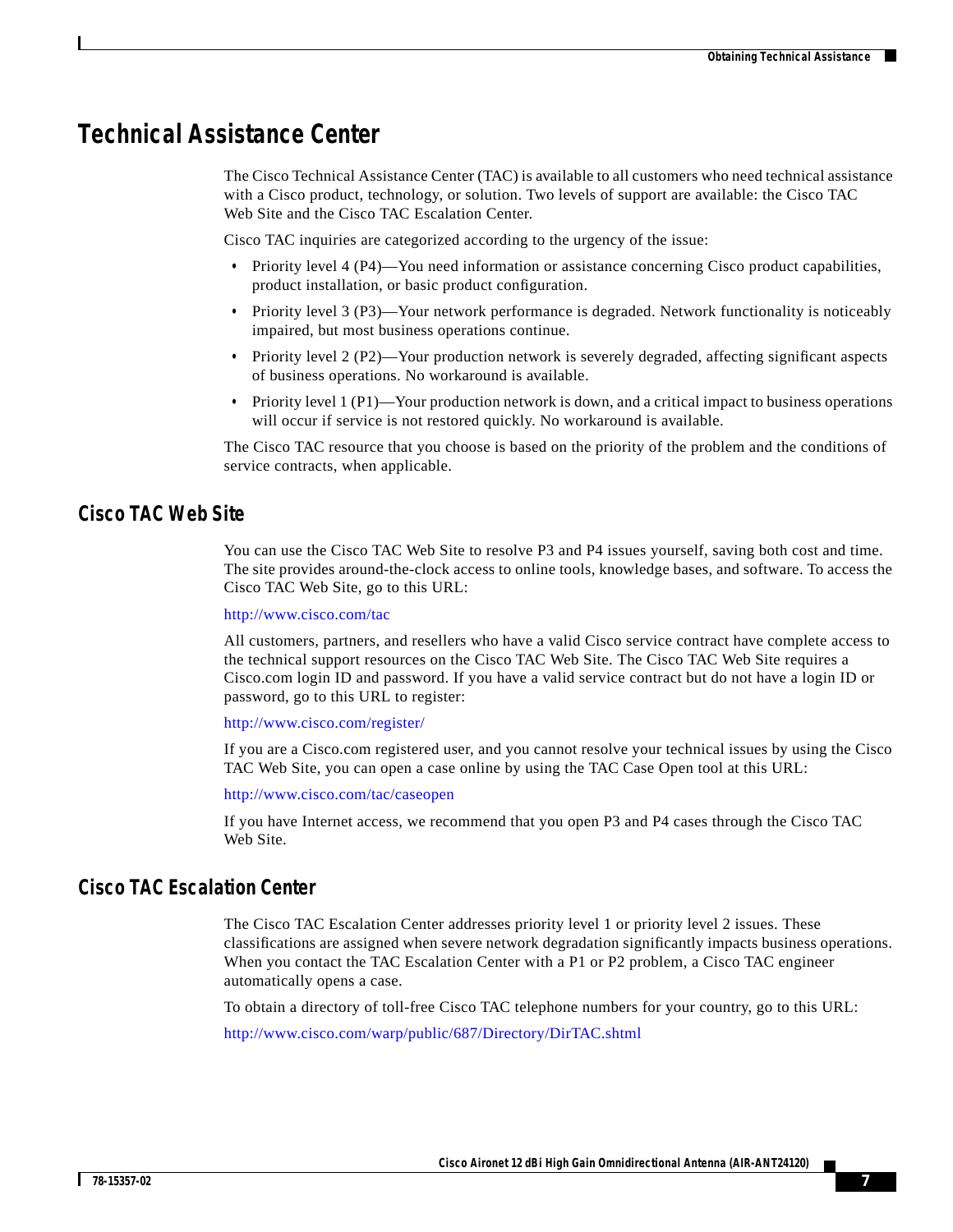## Technical Assistance Center

The Cisco Technical Assistance Center (TAC) is available to all customers who need technical assistance with a Cisco product, technology, or solution. Two levels of support are available: the Cisco TAC Web Site and the Cisco TAC Escalation Center.

Cisco TAC inquiries are categorized according to the urgency of the issue:

- Priority level 4 (P4)—You need information or assistance concerning Cisco product capabilities, product installation, or basic product configuration.
- Priority level 3 (P3)—Your network performance is degraded. Network functionality is noticeably impaired, but most business operations continue.
- Priority level 2 (P2)—Your production network is severely degraded, affecting significant aspects of business operations. No workaround is available.
- Priority level 1 (P1)—Your production network is down, and a critical impact to business operations will occur if service is not restored quickly. No workaround is available.

The Cisco TAC resource that you choose is based on the priority of the problem and the conditions of service contracts, when applicable.

### Cisco TAC Web Site

You can use the Cisco TAC Web Site to resolve P3 and P4 issues yourself, saving both cost and time. The site provides around-the-clock access to online tools, knowledge bases, and software. To access the Cisco TAC Web Site, go to this URL:

http://www.cisco.com/tac

All customers, partners, and resellers who have a valid Cisco service contract have complete access to the technical support resources on the Cisco TAC Web Site. The Cisco TAC Web Site requires a Cisco.com login ID and password. If you have a valid service contract but do not have a login ID or password, go to this URL to register:

http://www.cisco.com/register/

If you are a Cisco.com registered user, and you cannot resolve your technical issues by using the Cisco TAC Web Site, you can open a case online by using the TAC Case Open tool at this URL:

http://www.cisco.com/tac/caseopen

If you have Internet access, we recommend that you open P3 and P4 cases through the Cisco TAC Web Site.

### Cisco TAC Escalation Center

The Cisco TAC Escalation Center addresses priority level 1 or priority level 2 issues. These classifications are assigned when severe network degradation significantly impacts business operations. When you contact the TAC Escalation Center with a P1 or P2 problem, a Cisco TAC engineer automatically opens a case.

To obtain a directory of toll-free Cisco TAC telephone numbers for your country, go to this URL:

http://www.cisco.com/warp/public/687/Directory/DirTAC.shtml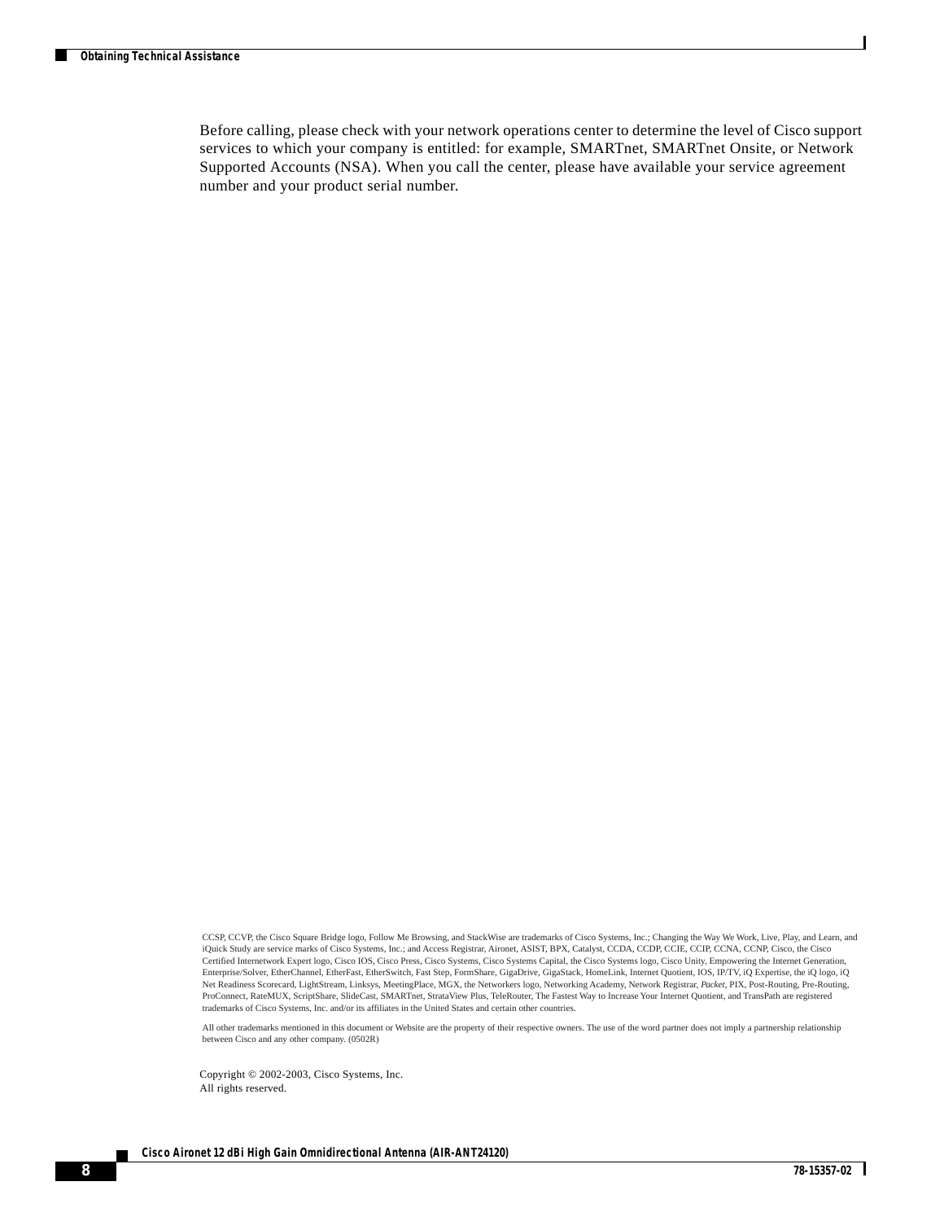Before calling, please check with your network operations center to determine the level of Cisco support services to which your company is entitled: for example, SMARTnet, SMARTnet Onsite, or Network Supported Accounts (NSA). When you call the center, please have available your service agreement number and your product serial number.

CCSP, CCVP, the Cisco Square Bridge logo, Follow Me Browsing, and StackWise are trademarks of Cisco Systems, Inc.; Changing the Way We Work, Live, Play, and Learn, and iQuick Study are service marks of Cisco Systems, Inc.; and Access Registrar, Aironet, ASIST, BPX, Catalyst, CCDA, CCDP, CCIE, CCIP, CCNA, CCNP, Cisco, the Cisco Certified Internetwork Expert logo, Cisco IOS, Cisco Press, Cisco Systems, Cisco Systems Capital, the Cisco Systems logo, Cisco Unity, Empowering the Internet Generation, Enterprise/Solver, EtherChannel, EtherFast, EtherSwitch, Fast Step, FormShare, GigaDrive, GigaStack, HomeLink, Internet Quotient, IOS, IP/TV, iQ Expertise, the iQ logo, iQ Net Readiness Scorecard, LightStream, Linksys, MeetingPlace, MGX, the Networkers logo, Networking Academy, Network Registrar, *Packet*, PIX, Post-Routing, Pre-Routing, ProConnect, RateMUX, ScriptShare, SlideCast, SMARTnet, StrataView Plus, TeleRouter, The Fastest Way to Increase Your Internet Quotient, and TransPath are registered trademarks of Cisco Systems, Inc. and/or its affiliates in the United States and certain other countries.

All other trademarks mentioned in this document or Website are the property of their respective owners. The use of the word partner does not imply a partnership relationship between Cisco and any other company. (0502R)

Copyright © 2002-2003, Cisco Systems, Inc.
All rights reserved.